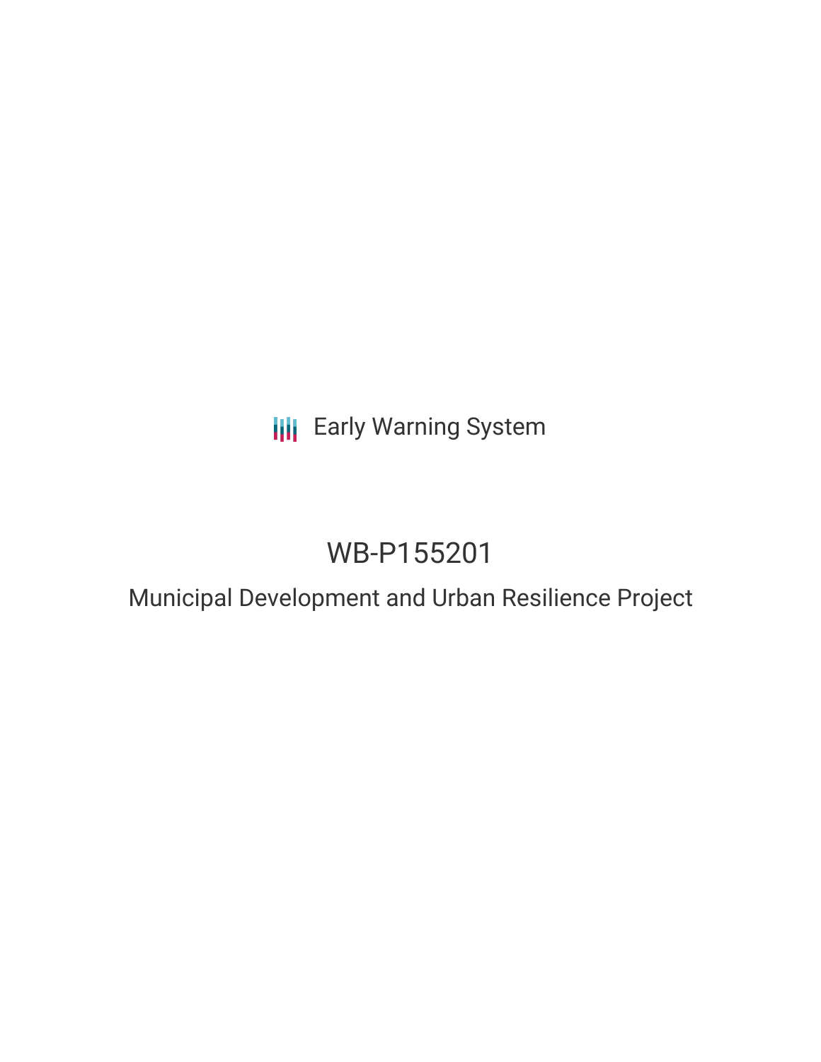Early Warning System

# WB-P155201

## Municipal Development and Urban Resilience Project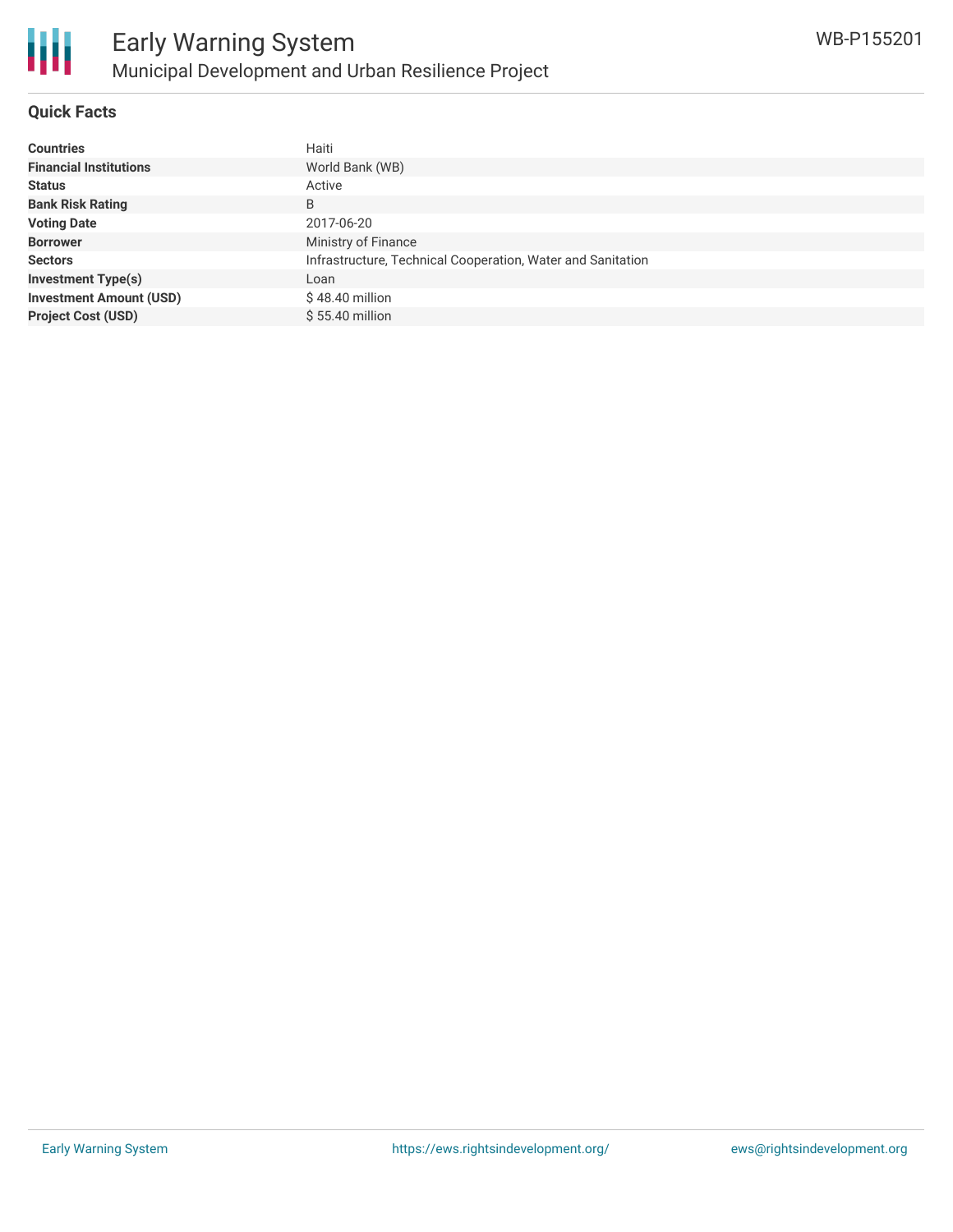## Quick Facts

| | |
|---|---|
| **Countries** | Haiti |
| **Financial Institutions** | World Bank (WB) |
| **Status** | Active |
| **Bank Risk Rating** | B |
| **Voting Date** | 2017-06-20 |
| **Borrower** | Ministry of Finance |
| **Sectors** | Infrastructure, Technical Cooperation, Water and Sanitation |
| **Investment Type(s)** | Loan |
| **Investment Amount (USD)** | $ 48.40 million |
| **Project Cost (USD)** | $ 55.40 million |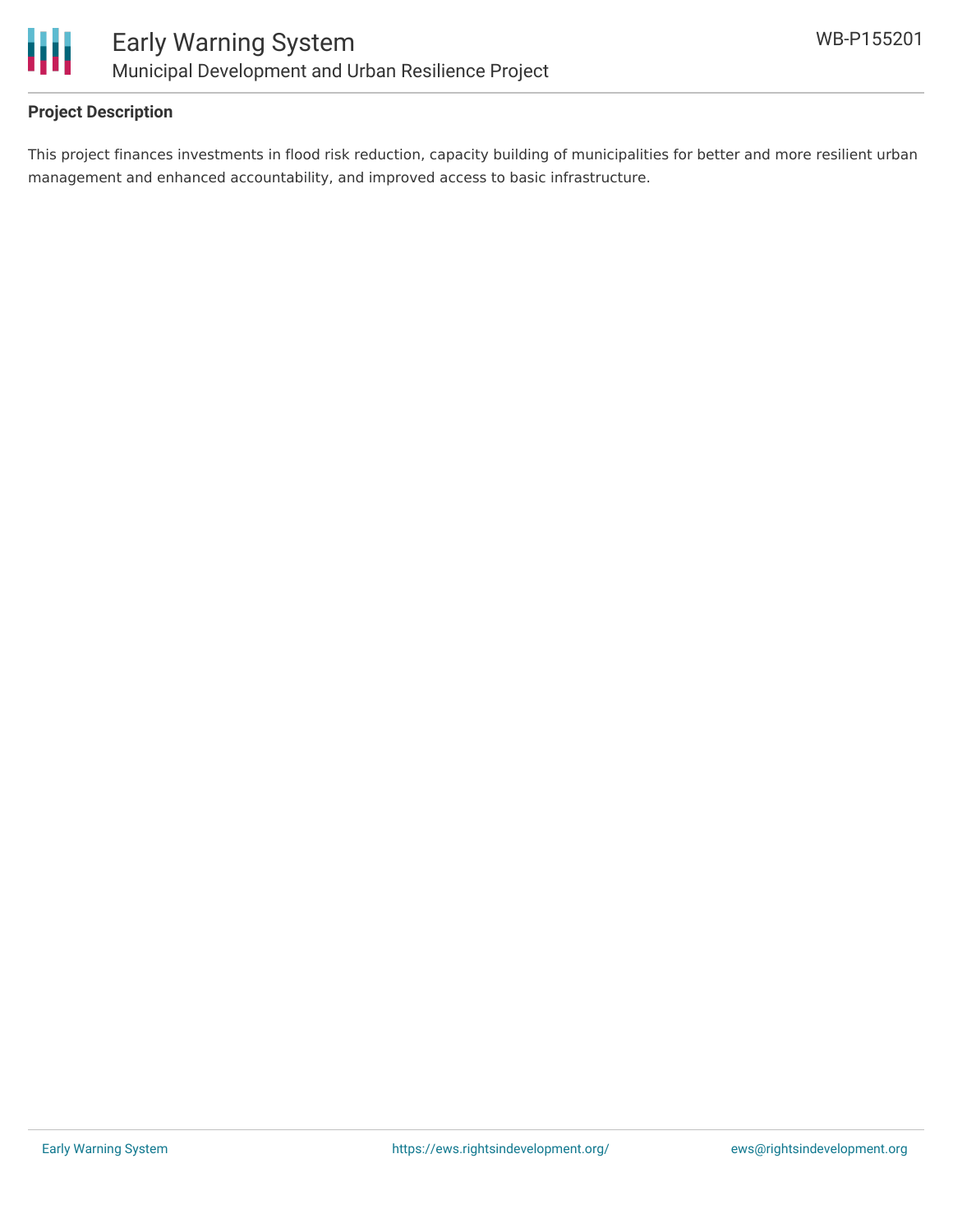**Project Description**

This project finances investments in flood risk reduction, capacity building of municipalities for better and more resilient urban management and enhanced accountability, and improved access to basic infrastructure.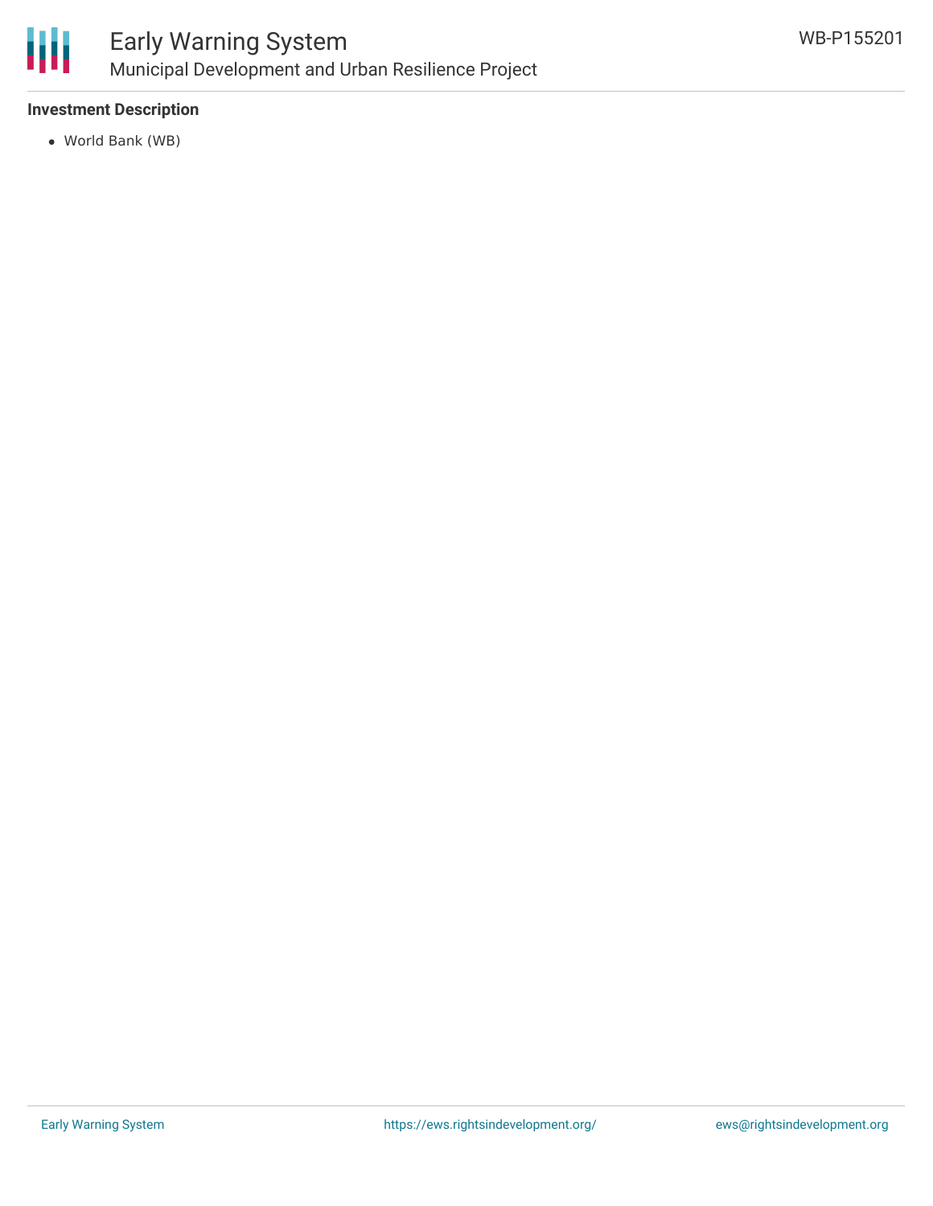### Investment Description

- World Bank (WB)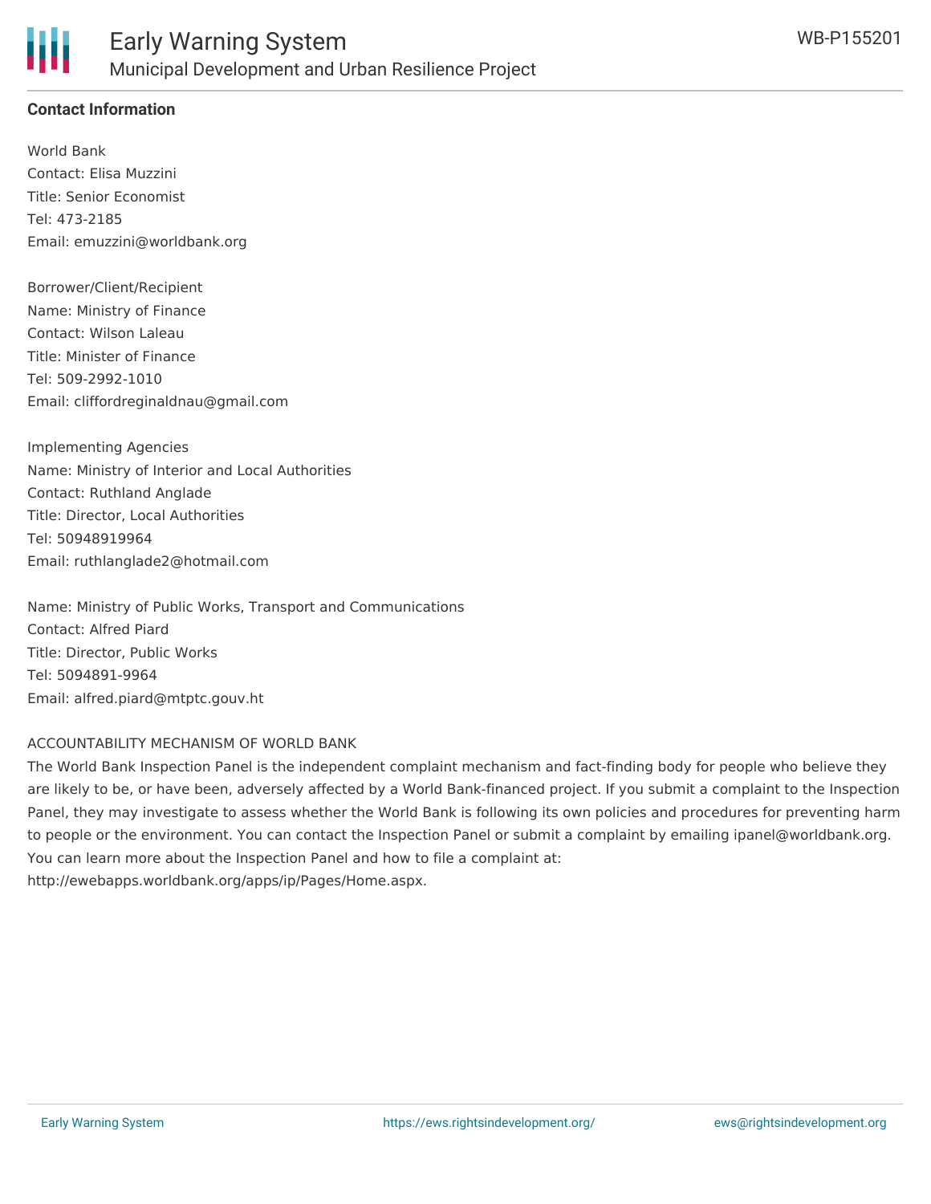**Contact Information**

World Bank
Contact: Elisa Muzzini
Title: Senior Economist
Tel: 473-2185
Email: emuzzini@worldbank.org

Borrower/Client/Recipient
Name: Ministry of Finance
Contact: Wilson Laleau
Title: Minister of Finance
Tel: 509-2992-1010
Email: cliffordreginaldnau@gmail.com

Implementing Agencies
Name: Ministry of Interior and Local Authorities
Contact: Ruthland Anglade
Title: Director, Local Authorities
Tel: 50948919964
Email: ruthlanglade2@hotmail.com

Name: Ministry of Public Works, Transport and Communications
Contact: Alfred Piard
Title: Director, Public Works
Tel: 5094891-9964
Email: alfred.piard@mtptc.gouv.ht

ACCOUNTABILITY MECHANISM OF WORLD BANK
The World Bank Inspection Panel is the independent complaint mechanism and fact-finding body for people who believe they are likely to be, or have been, adversely affected by a World Bank-financed project. If you submit a complaint to the Inspection Panel, they may investigate to assess whether the World Bank is following its own policies and procedures for preventing harm to people or the environment. You can contact the Inspection Panel or submit a complaint by emailing ipanel@worldbank.org. You can learn more about the Inspection Panel and how to file a complaint at: http://ewebapps.worldbank.org/apps/ip/Pages/Home.aspx.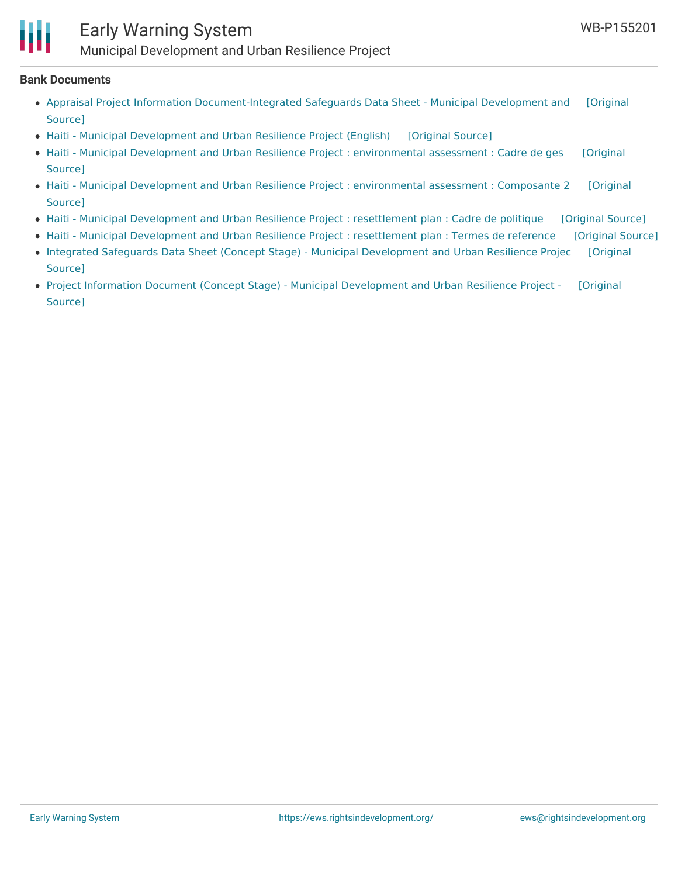**Bank Documents**

- Appraisal Project Information Document-Integrated Safeguards Data Sheet - Municipal Development and [Original Source]
- Haiti - Municipal Development and Urban Resilience Project (English) [Original Source]
- Haiti - Municipal Development and Urban Resilience Project : environmental assessment : Cadre de ges [Original Source]
- Haiti - Municipal Development and Urban Resilience Project : environmental assessment : Composante 2 [Original Source]
- Haiti - Municipal Development and Urban Resilience Project : resettlement plan : Cadre de politique [Original Source]
- Haiti - Municipal Development and Urban Resilience Project : resettlement plan : Termes de reference [Original Source]
- Integrated Safeguards Data Sheet (Concept Stage) - Municipal Development and Urban Resilience Projec [Original Source]
- Project Information Document (Concept Stage) - Municipal Development and Urban Resilience Project - [Original Source]